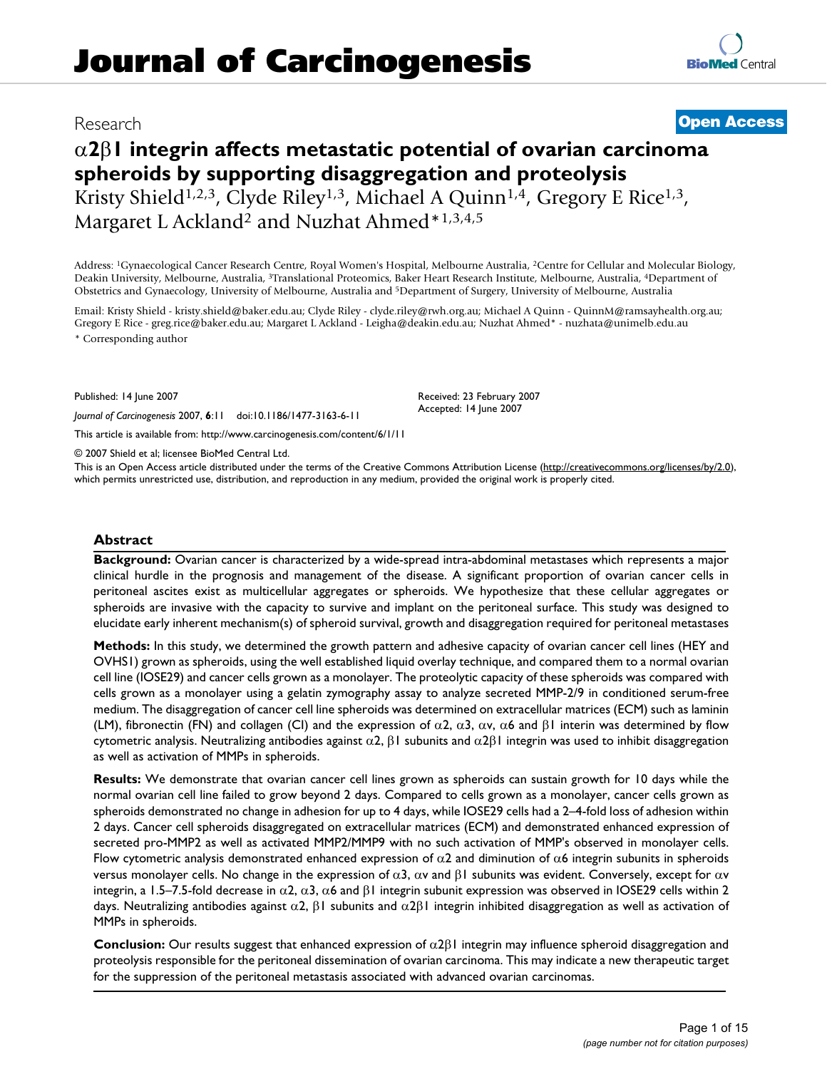# Journal of Carcinogenesis

Research

**Open Access**

# α2β1 integrin affects metastatic potential of ovarian carcinoma spheroids by supporting disaggregation and proteolysis

Kristy Shield[1,2,3], Clyde Riley[1,3], Michael A Quinn[1,4], Gregory E Rice[1,3], Margaret L Ackland[2] and Nuzhat Ahmed*[1,3,4,5]

Address: [1]Gynaecological Cancer Research Centre, Royal Women's Hospital, Melbourne Australia, [2]Centre for Cellular and Molecular Biology, Deakin University, Melbourne, Australia, [3]Translational Proteomics, Baker Heart Research Institute, Melbourne, Australia, [4]Department of Obstetrics and Gynaecology, University of Melbourne, Australia and [5]Department of Surgery, University of Melbourne, Australia

Email: Kristy Shield - kristy.shield@baker.edu.au; Clyde Riley - clyde.riley@rwh.org.au; Michael A Quinn - QuinnM@ramsayhealth.org.au; Gregory E Rice - greg.rice@baker.edu.au; Margaret L Ackland - Leigha@deakin.edu.au; Nuzhat Ahmed* - nuzhata@unimelb.edu.au

* Corresponding author

Published: 14 June 2007

*Journal of Carcinogenesis* 2007, **6**:11 doi:10.1186/1477-3163-6-11

Received: 23 February 2007
Accepted: 14 June 2007

This article is available from: http://www.carcinogenesis.com/content/6/1/11

© 2007 Shield et al; licensee BioMed Central Ltd.

This is an Open Access article distributed under the terms of the Creative Commons Attribution License (http://creativecommons.org/licenses/by/2.0), which permits unrestricted use, distribution, and reproduction in any medium, provided the original work is properly cited.

## Abstract

**Background:** Ovarian cancer is characterized by a wide-spread intra-abdominal metastases which represents a major clinical hurdle in the prognosis and management of the disease. A significant proportion of ovarian cancer cells in peritoneal ascites exist as multicellular aggregates or spheroids. We hypothesize that these cellular aggregates or spheroids are invasive with the capacity to survive and implant on the peritoneal surface. This study was designed to elucidate early inherent mechanism(s) of spheroid survival, growth and disaggregation required for peritoneal metastases

**Methods:** In this study, we determined the growth pattern and adhesive capacity of ovarian cancer cell lines (HEY and OVHS1) grown as spheroids, using the well established liquid overlay technique, and compared them to a normal ovarian cell line (IOSE29) and cancer cells grown as a monolayer. The proteolytic capacity of these spheroids was compared with cells grown as a monolayer using a gelatin zymography assay to analyze secreted MMP-2/9 in conditioned serum-free medium. The disaggregation of cancer cell line spheroids was determined on extracellular matrices (ECM) such as laminin (LM), fibronectin (FN) and collagen (CI) and the expression of α2, α3, αv, α6 and β1 interin was determined by flow cytometric analysis. Neutralizing antibodies against α2, β1 subunits and α2β1 integrin was used to inhibit disaggregation as well as activation of MMPs in spheroids.

**Results:** We demonstrate that ovarian cancer cell lines grown as spheroids can sustain growth for 10 days while the normal ovarian cell line failed to grow beyond 2 days. Compared to cells grown as a monolayer, cancer cells grown as spheroids demonstrated no change in adhesion for up to 4 days, while IOSE29 cells had a 2–4-fold loss of adhesion within 2 days. Cancer cell spheroids disaggregated on extracellular matrices (ECM) and demonstrated enhanced expression of secreted pro-MMP2 as well as activated MMP2/MMP9 with no such activation of MMP's observed in monolayer cells. Flow cytometric analysis demonstrated enhanced expression of α2 and diminution of α6 integrin subunits in spheroids versus monolayer cells. No change in the expression of α3, αv and β1 subunits was evident. Conversely, except for αv integrin, a 1.5–7.5-fold decrease in α2, α3, α6 and β1 integrin subunit expression was observed in IOSE29 cells within 2 days. Neutralizing antibodies against α2, β1 subunits and α2β1 integrin inhibited disaggregation as well as activation of MMPs in spheroids.

**Conclusion:** Our results suggest that enhanced expression of α2β1 integrin may influence spheroid disaggregation and proteolysis responsible for the peritoneal dissemination of ovarian carcinoma. This may indicate a new therapeutic target for the suppression of the peritoneal metastasis associated with advanced ovarian carcinomas.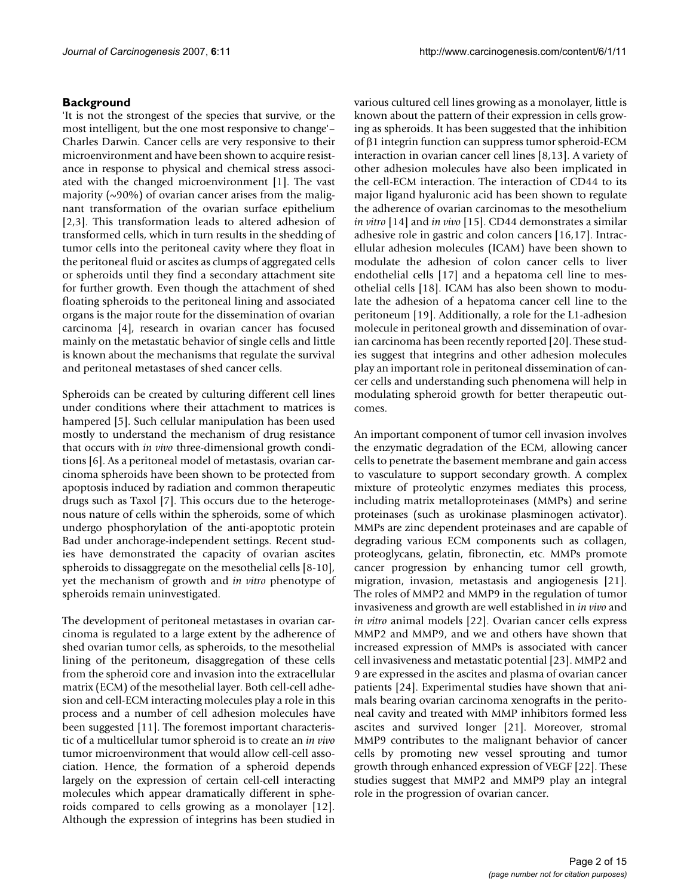## Background

'It is not the strongest of the species that survive, or the most intelligent, but the one most responsive to change'– Charles Darwin. Cancer cells are very responsive to their microenvironment and have been shown to acquire resistance in response to physical and chemical stress associated with the changed microenvironment [1]. The vast majority (~90%) of ovarian cancer arises from the malignant transformation of the ovarian surface epithelium [2,3]. This transformation leads to altered adhesion of transformed cells, which in turn results in the shedding of tumor cells into the peritoneal cavity where they float in the peritoneal fluid or ascites as clumps of aggregated cells or spheroids until they find a secondary attachment site for further growth. Even though the attachment of shed floating spheroids to the peritoneal lining and associated organs is the major route for the dissemination of ovarian carcinoma [4], research in ovarian cancer has focused mainly on the metastatic behavior of single cells and little is known about the mechanisms that regulate the survival and peritoneal metastases of shed cancer cells.

Spheroids can be created by culturing different cell lines under conditions where their attachment to matrices is hampered [5]. Such cellular manipulation has been used mostly to understand the mechanism of drug resistance that occurs with *in vivo* three-dimensional growth conditions [6]. As a peritoneal model of metastasis, ovarian carcinoma spheroids have been shown to be protected from apoptosis induced by radiation and common therapeutic drugs such as Taxol [7]. This occurs due to the heterogenous nature of cells within the spheroids, some of which undergo phosphorylation of the anti-apoptotic protein Bad under anchorage-independent settings. Recent studies have demonstrated the capacity of ovarian ascites spheroids to dissaggregate on the mesothelial cells [8-10], yet the mechanism of growth and *in vitro* phenotype of spheroids remain uninvestigated.

The development of peritoneal metastases in ovarian carcinoma is regulated to a large extent by the adherence of shed ovarian tumor cells, as spheroids, to the mesothelial lining of the peritoneum, disaggregation of these cells from the spheroid core and invasion into the extracellular matrix (ECM) of the mesothelial layer. Both cell-cell adhesion and cell-ECM interacting molecules play a role in this process and a number of cell adhesion molecules have been suggested [11]. The foremost important characteristic of a multicellular tumor spheroid is to create an *in vivo* tumor microenvironment that would allow cell-cell association. Hence, the formation of a spheroid depends largely on the expression of certain cell-cell interacting molecules which appear dramatically different in spheroids compared to cells growing as a monolayer [12]. Although the expression of integrins has been studied in various cultured cell lines growing as a monolayer, little is known about the pattern of their expression in cells growing as spheroids. It has been suggested that the inhibition of β1 integrin function can suppress tumor spheroid-ECM interaction in ovarian cancer cell lines [8,13]. A variety of other adhesion molecules have also been implicated in the cell-ECM interaction. The interaction of CD44 to its major ligand hyaluronic acid has been shown to regulate the adherence of ovarian carcinomas to the mesothelium *in vitro* [14] and *in vivo* [15]. CD44 demonstrates a similar adhesive role in gastric and colon cancers [16,17]. Intracellular adhesion molecules (ICAM) have been shown to modulate the adhesion of colon cancer cells to liver endothelial cells [17] and a hepatoma cell line to mesothelial cells [18]. ICAM has also been shown to modulate the adhesion of a hepatoma cancer cell line to the peritoneum [19]. Additionally, a role for the L1-adhesion molecule in peritoneal growth and dissemination of ovarian carcinoma has been recently reported [20]. These studies suggest that integrins and other adhesion molecules play an important role in peritoneal dissemination of cancer cells and understanding such phenomena will help in modulating spheroid growth for better therapeutic outcomes.

An important component of tumor cell invasion involves the enzymatic degradation of the ECM, allowing cancer cells to penetrate the basement membrane and gain access to vasculature to support secondary growth. A complex mixture of proteolytic enzymes mediates this process, including matrix metalloproteinases (MMPs) and serine proteinases (such as urokinase plasminogen activator). MMPs are zinc dependent proteinases and are capable of degrading various ECM components such as collagen, proteoglycans, gelatin, fibronectin, etc. MMPs promote cancer progression by enhancing tumor cell growth, migration, invasion, metastasis and angiogenesis [21]. The roles of MMP2 and MMP9 in the regulation of tumor invasiveness and growth are well established in *in vivo* and *in vitro* animal models [22]. Ovarian cancer cells express MMP2 and MMP9, and we and others have shown that increased expression of MMPs is associated with cancer cell invasiveness and metastatic potential [23]. MMP2 and 9 are expressed in the ascites and plasma of ovarian cancer patients [24]. Experimental studies have shown that animals bearing ovarian carcinoma xenografts in the peritoneal cavity and treated with MMP inhibitors formed less ascites and survived longer [21]. Moreover, stromal MMP9 contributes to the malignant behavior of cancer cells by promoting new vessel sprouting and tumor growth through enhanced expression of VEGF [22]. These studies suggest that MMP2 and MMP9 play an integral role in the progression of ovarian cancer.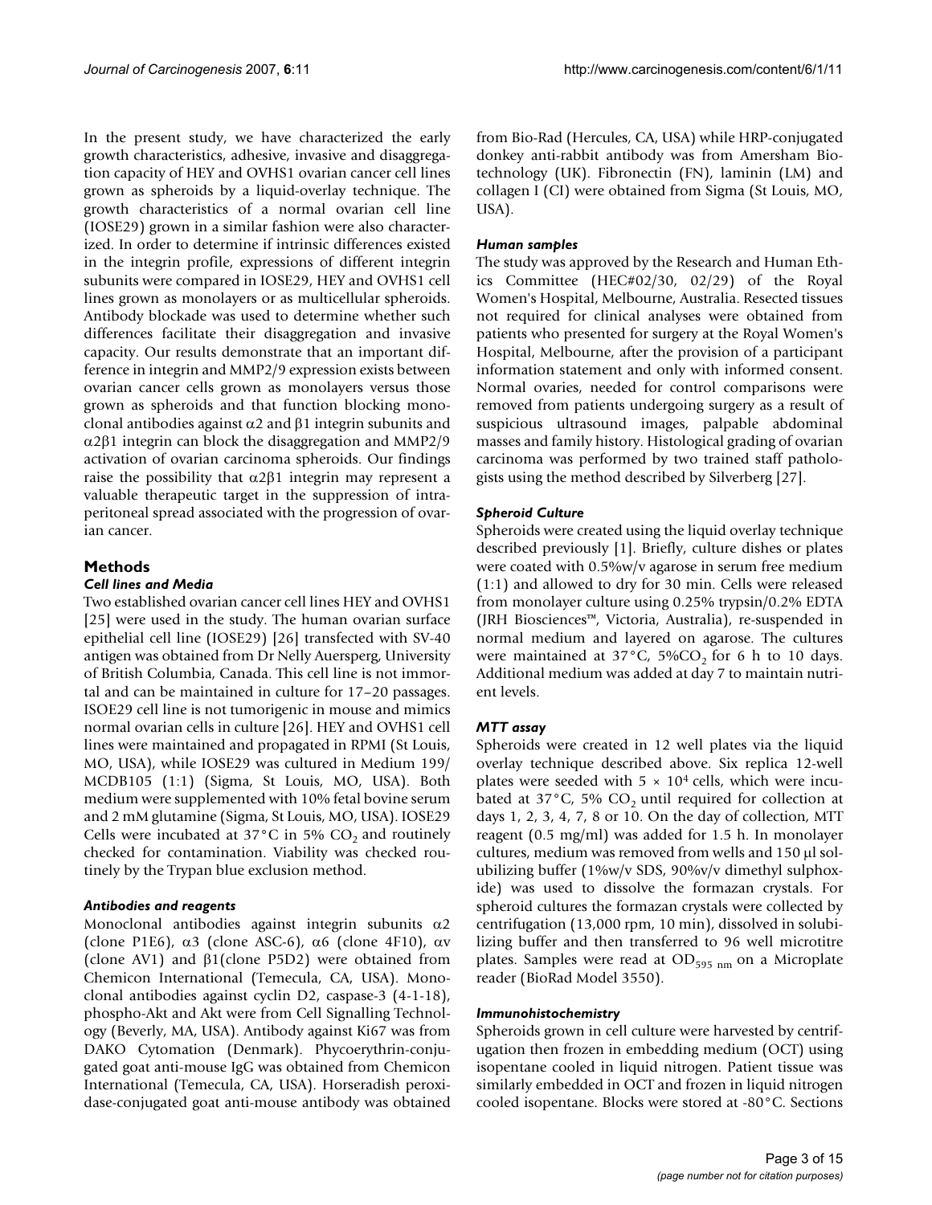In the present study, we have characterized the early growth characteristics, adhesive, invasive and disaggregation capacity of HEY and OVHS1 ovarian cancer cell lines grown as spheroids by a liquid-overlay technique. The growth characteristics of a normal ovarian cell line (IOSE29) grown in a similar fashion were also characterized. In order to determine if intrinsic differences existed in the integrin profile, expressions of different integrin subunits were compared in IOSE29, HEY and OVHS1 cell lines grown as monolayers or as multicellular spheroids. Antibody blockade was used to determine whether such differences facilitate their disaggregation and invasive capacity. Our results demonstrate that an important difference in integrin and MMP2/9 expression exists between ovarian cancer cells grown as monolayers versus those grown as spheroids and that function blocking monoclonal antibodies against α2 and β1 integrin subunits and α2β1 integrin can block the disaggregation and MMP2/9 activation of ovarian carcinoma spheroids. Our findings raise the possibility that α2β1 integrin may represent a valuable therapeutic target in the suppression of intraperitoneal spread associated with the progression of ovarian cancer.

## Methods

### *Cell lines and Media*

Two established ovarian cancer cell lines HEY and OVHS1 [25] were used in the study. The human ovarian surface epithelial cell line (IOSE29) [26] transfected with SV-40 antigen was obtained from Dr Nelly Auersperg, University of British Columbia, Canada. This cell line is not immortal and can be maintained in culture for 17–20 passages. ISOE29 cell line is not tumorigenic in mouse and mimics normal ovarian cells in culture [26]. HEY and OVHS1 cell lines were maintained and propagated in RPMI (St Louis, MO, USA), while IOSE29 was cultured in Medium 199/MCDB105 (1:1) (Sigma, St Louis, MO, USA). Both medium were supplemented with 10% fetal bovine serum and 2 mM glutamine (Sigma, St Louis, MO, USA). IOSE29 Cells were incubated at 37°C in 5% $CO_2$ and routinely checked for contamination. Viability was checked routinely by the Trypan blue exclusion method.

### *Antibodies and reagents*

Monoclonal antibodies against integrin subunits α2 (clone P1E6), α3 (clone ASC-6), α6 (clone 4F10), αv (clone AV1) and β1(clone P5D2) were obtained from Chemicon International (Temecula, CA, USA). Monoclonal antibodies against cyclin D2, caspase-3 (4-1-18), phospho-Akt and Akt were from Cell Signalling Technology (Beverly, MA, USA). Antibody against Ki67 was from DAKO Cytomation (Denmark). Phycoerythrin-conjugated goat anti-mouse IgG was obtained from Chemicon International (Temecula, CA, USA). Horseradish peroxidase-conjugated goat anti-mouse antibody was obtained from Bio-Rad (Hercules, CA, USA) while HRP-conjugated donkey anti-rabbit antibody was from Amersham Biotechnology (UK). Fibronectin (FN), laminin (LM) and collagen I (CI) were obtained from Sigma (St Louis, MO, USA).

### *Human samples*

The study was approved by the Research and Human Ethics Committee (HEC#02/30, 02/29) of the Royal Women's Hospital, Melbourne, Australia. Resected tissues not required for clinical analyses were obtained from patients who presented for surgery at the Royal Women's Hospital, Melbourne, after the provision of a participant information statement and only with informed consent. Normal ovaries, needed for control comparisons were removed from patients undergoing surgery as a result of suspicious ultrasound images, palpable abdominal masses and family history. Histological grading of ovarian carcinoma was performed by two trained staff pathologists using the method described by Silverberg [27].

### *Spheroid Culture*

Spheroids were created using the liquid overlay technique described previously [1]. Briefly, culture dishes or plates were coated with 0.5%w/v agarose in serum free medium (1:1) and allowed to dry for 30 min. Cells were released from monolayer culture using 0.25% trypsin/0.2% EDTA (JRH Biosciences™, Victoria, Australia), re-suspended in normal medium and layered on agarose. The cultures were maintained at 37°C, 5%$CO_2$ for 6 h to 10 days. Additional medium was added at day 7 to maintain nutrient levels.

### *MTT assay*

Spheroids were created in 12 well plates via the liquid overlay technique described above. Six replica 12-well plates were seeded with $5 \times 10^4$ cells, which were incubated at 37°C, 5% $CO_2$ until required for collection at days 1, 2, 3, 4, 7, 8 or 10. On the day of collection, MTT reagent (0.5 mg/ml) was added for 1.5 h. In monolayer cultures, medium was removed from wells and 150 μl solubilizing buffer (1%w/v SDS, 90%v/v dimethyl sulphoxide) was used to dissolve the formazan crystals. For spheroid cultures the formazan crystals were collected by centrifugation (13,000 rpm, 10 min), dissolved in solubilizing buffer and then transferred to 96 well microtitre plates. Samples were read at $OD_{595\ nm}$ on a Microplate reader (BioRad Model 3550).

### *Immunohistochemistry*

Spheroids grown in cell culture were harvested by centrifugation then frozen in embedding medium (OCT) using isopentane cooled in liquid nitrogen. Patient tissue was similarly embedded in OCT and frozen in liquid nitrogen cooled isopentane. Blocks were stored at -80°C. Sections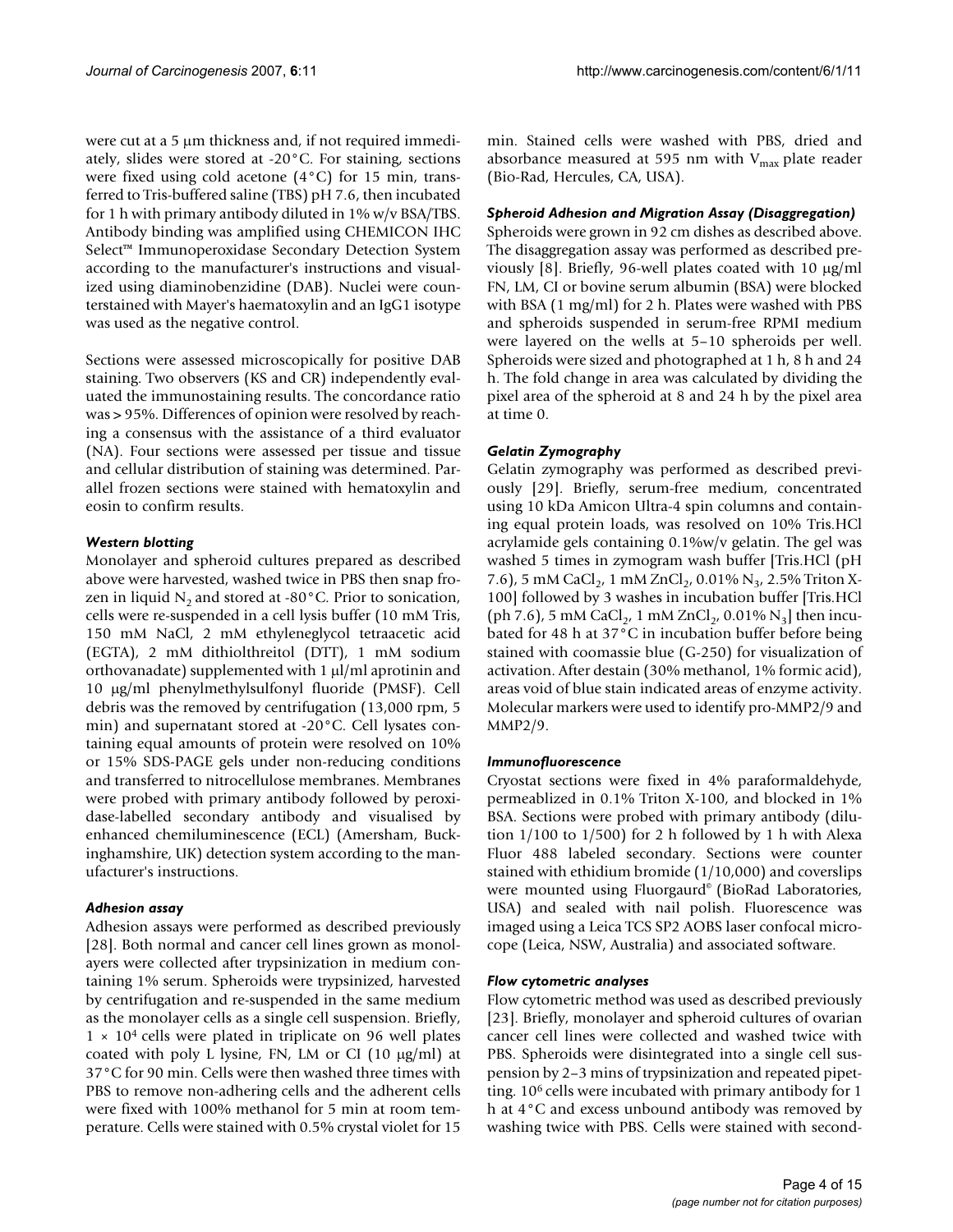were cut at a 5 μm thickness and, if not required immediately, slides were stored at -20°C. For staining, sections were fixed using cold acetone (4°C) for 15 min, transferred to Tris-buffered saline (TBS) pH 7.6, then incubated for 1 h with primary antibody diluted in 1% w/v BSA/TBS. Antibody binding was amplified using CHEMICON IHC Select™ Immunoperoxidase Secondary Detection System according to the manufacturer's instructions and visualized using diaminobenzidine (DAB). Nuclei were counterstained with Mayer's haematoxylin and an IgG1 isotype was used as the negative control.

Sections were assessed microscopically for positive DAB staining. Two observers (KS and CR) independently evaluated the immunostaining results. The concordance ratio was > 95%. Differences of opinion were resolved by reaching a consensus with the assistance of a third evaluator (NA). Four sections were assessed per tissue and tissue and cellular distribution of staining was determined. Parallel frozen sections were stained with hematoxylin and eosin to confirm results.

### *Western blotting*

Monolayer and spheroid cultures prepared as described above were harvested, washed twice in PBS then snap frozen in liquid $N_2$ and stored at -80°C. Prior to sonication, cells were re-suspended in a cell lysis buffer (10 mM Tris, 150 mM NaCl, 2 mM ethyleneglycol tetraacetic acid (EGTA), 2 mM dithiolthreitol (DTT), 1 mM sodium orthovanadate) supplemented with 1 μl/ml aprotinin and 10 μg/ml phenylmethylsulfonyl fluoride (PMSF). Cell debris was the removed by centrifugation (13,000 rpm, 5 min) and supernatant stored at -20°C. Cell lysates containing equal amounts of protein were resolved on 10% or 15% SDS-PAGE gels under non-reducing conditions and transferred to nitrocellulose membranes. Membranes were probed with primary antibody followed by peroxidase-labelled secondary antibody and visualised by enhanced chemiluminescence (ECL) (Amersham, Buckinghamshire, UK) detection system according to the manufacturer's instructions.

### *Adhesion assay*

Adhesion assays were performed as described previously [28]. Both normal and cancer cell lines grown as monolayers were collected after trypsinization in medium containing 1% serum. Spheroids were trypsinized, harvested by centrifugation and re-suspended in the same medium as the monolayer cells as a single cell suspension. Briefly, $1 \times 10^4$ cells were plated in triplicate on 96 well plates coated with poly L lysine, FN, LM or CI (10 μg/ml) at 37°C for 90 min. Cells were then washed three times with PBS to remove non-adhering cells and the adherent cells were fixed with 100% methanol for 5 min at room temperature. Cells were stained with 0.5% crystal violet for 15 min. Stained cells were washed with PBS, dried and absorbance measured at 595 nm with $V_{max}$ plate reader (Bio-Rad, Hercules, CA, USA).

### *Spheroid Adhesion and Migration Assay (Disaggregation)*

Spheroids were grown in 92 cm dishes as described above. The disaggregation assay was performed as described previously [8]. Briefly, 96-well plates coated with 10 μg/ml FN, LM, CI or bovine serum albumin (BSA) were blocked with BSA (1 mg/ml) for 2 h. Plates were washed with PBS and spheroids suspended in serum-free RPMI medium were layered on the wells at 5–10 spheroids per well. Spheroids were sized and photographed at 1 h, 8 h and 24 h. The fold change in area was calculated by dividing the pixel area of the spheroid at 8 and 24 h by the pixel area at time 0.

### *Gelatin Zymography*

Gelatin zymography was performed as described previously [29]. Briefly, serum-free medium, concentrated using 10 kDa Amicon Ultra-4 spin columns and containing equal protein loads, was resolved on 10% Tris.HCl acrylamide gels containing 0.1%w/v gelatin. The gel was washed 5 times in zymogram wash buffer [Tris.HCl (pH 7.6), 5 mM $CaCl_2$, 1 mM $ZnCl_2$, 0.01% $N_3$, 2.5% Triton X-100] followed by 3 washes in incubation buffer [Tris.HCl (ph 7.6), 5 mM $CaCl_2$, 1 mM $ZnCl_2$, 0.01% $N_3$] then incubated for 48 h at 37°C in incubation buffer before being stained with coomassie blue (G-250) for visualization of activation. After destain (30% methanol, 1% formic acid), areas void of blue stain indicated areas of enzyme activity. Molecular markers were used to identify pro-MMP2/9 and MMP2/9.

### *Immunofluorescence*

Cryostat sections were fixed in 4% paraformaldehyde, permeablized in 0.1% Triton X-100, and blocked in 1% BSA. Sections were probed with primary antibody (dilution 1/100 to 1/500) for 2 h followed by 1 h with Alexa Fluor 488 labeled secondary. Sections were counter stained with ethidium bromide (1/10,000) and coverslips were mounted using Fluorgaurd© (BioRad Laboratories, USA) and sealed with nail polish. Fluorescence was imaged using a Leica TCS SP2 AOBS laser confocal microcope (Leica, NSW, Australia) and associated software.

### *Flow cytometric analyses*

Flow cytometric method was used as described previously [23]. Briefly, monolayer and spheroid cultures of ovarian cancer cell lines were collected and washed twice with PBS. Spheroids were disintegrated into a single cell suspension by 2–3 mins of trypsinization and repeated pipetting. $10^6$ cells were incubated with primary antibody for 1 h at 4°C and excess unbound antibody was removed by washing twice with PBS. Cells were stained with second-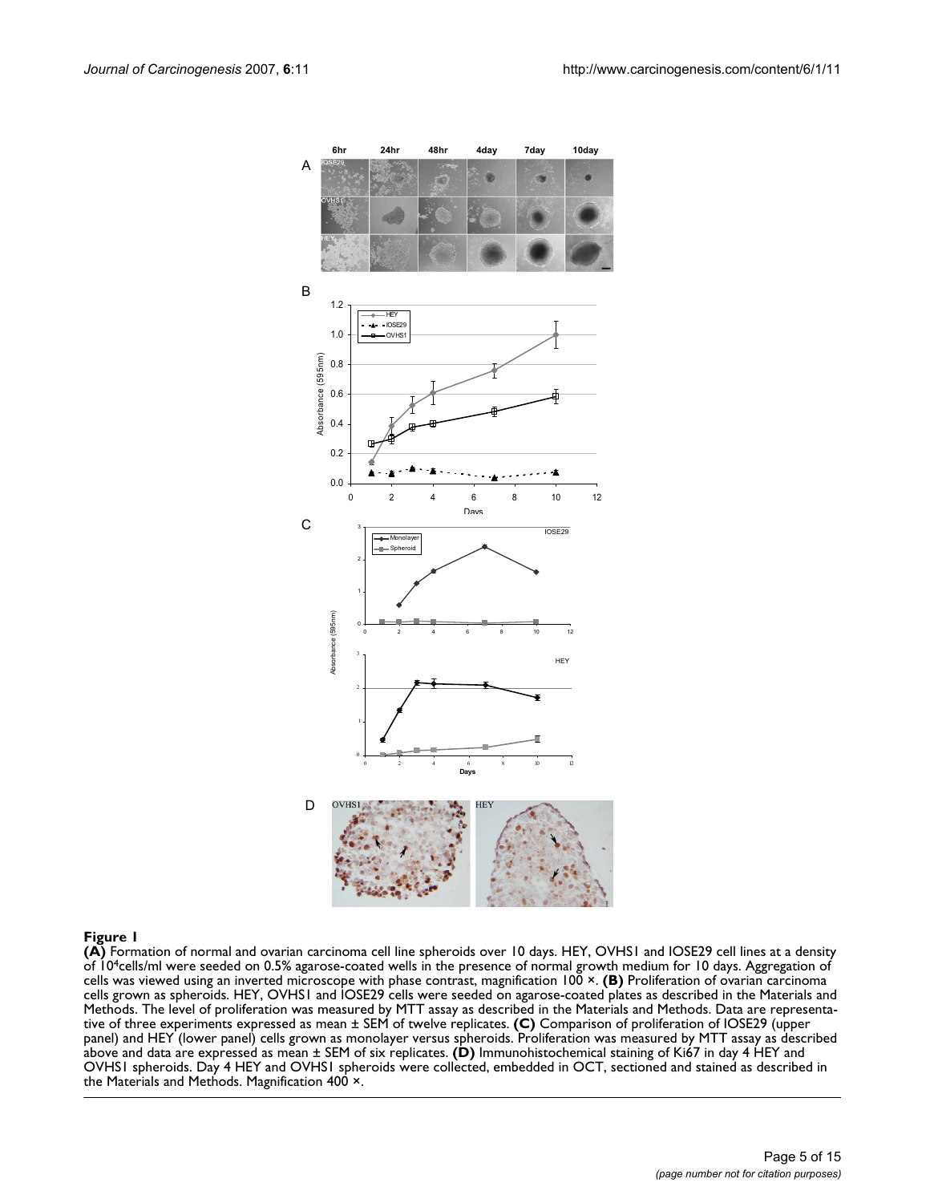**Figure 1**

**(A)** Formation of normal and ovarian carcinoma cell line spheroids over 10 days. HEY, OVHS1 and IOSE29 cell lines at a density of $10^4$cells/ml were seeded on 0.5% agarose-coated wells in the presence of normal growth medium for 10 days. Aggregation of cells was viewed using an inverted microscope with phase contrast, magnification 100 ×. **(B)** Proliferation of ovarian carcinoma cells grown as spheroids. HEY, OVHS1 and IOSE29 cells were seeded on agarose-coated plates as described in the Materials and Methods. The level of proliferation was measured by MTT assay as described in the Materials and Methods. Data are representative of three experiments expressed as mean ± SEM of twelve replicates. **(C)** Comparison of proliferation of IOSE29 (upper panel) and HEY (lower panel) cells grown as monolayer versus spheroids. Proliferation was measured by MTT assay as described above and data are expressed as mean ± SEM of six replicates. **(D)** Immunohistochemical staining of Ki67 in day 4 HEY and OVHS1 spheroids. Day 4 HEY and OVHS1 spheroids were collected, embedded in OCT, sectioned and stained as described in the Materials and Methods. Magnification 400 ×.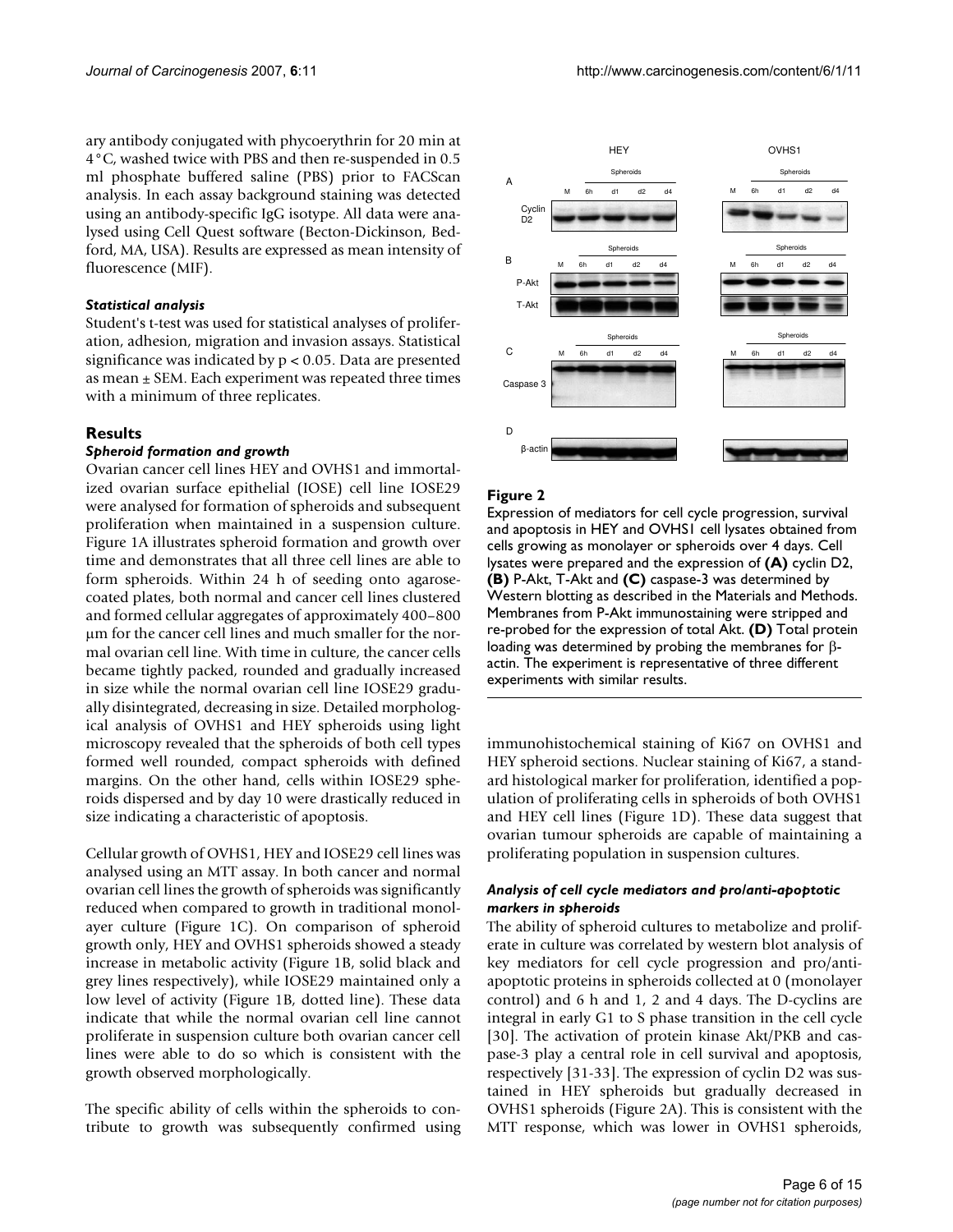ary antibody conjugated with phycoerythrin for 20 min at 4°C, washed twice with PBS and then re-suspended in 0.5 ml phosphate buffered saline (PBS) prior to FACScan analysis. In each assay background staining was detected using an antibody-specific IgG isotype. All data were analysed using Cell Quest software (Becton-Dickinson, Bedford, MA, USA). Results are expressed as mean intensity of fluorescence (MIF).

### *Statistical analysis*

Student's t-test was used for statistical analyses of proliferation, adhesion, migration and invasion assays. Statistical significance was indicated by $p < 0.05$. Data are presented as mean ± SEM. Each experiment was repeated three times with a minimum of three replicates.

## Results

### *Spheroid formation and growth*

Ovarian cancer cell lines HEY and OVHS1 and immortalized ovarian surface epithelial (IOSE) cell line IOSE29 were analysed for formation of spheroids and subsequent proliferation when maintained in a suspension culture. Figure 1A illustrates spheroid formation and growth over time and demonstrates that all three cell lines are able to form spheroids. Within 24 h of seeding onto agarose-coated plates, both normal and cancer cell lines clustered and formed cellular aggregates of approximately 400–800 μm for the cancer cell lines and much smaller for the normal ovarian cell line. With time in culture, the cancer cells became tightly packed, rounded and gradually increased in size while the normal ovarian cell line IOSE29 gradually disintegrated, decreasing in size. Detailed morphological analysis of OVHS1 and HEY spheroids using light microscopy revealed that the spheroids of both cell types formed well rounded, compact spheroids with defined margins. On the other hand, cells within IOSE29 spheroids dispersed and by day 10 were drastically reduced in size indicating a characteristic of apoptosis.

Cellular growth of OVHS1, HEY and IOSE29 cell lines was analysed using an MTT assay. In both cancer and normal ovarian cell lines the growth of spheroids was significantly reduced when compared to growth in traditional monolayer culture (Figure 1C). On comparison of spheroid growth only, HEY and OVHS1 spheroids showed a steady increase in metabolic activity (Figure 1B, solid black and grey lines respectively), while IOSE29 maintained only a low level of activity (Figure 1B, dotted line). These data indicate that while the normal ovarian cell line cannot proliferate in suspension culture both ovarian cancer cell lines were able to do so which is consistent with the growth observed morphologically.

The specific ability of cells within the spheroids to contribute to growth was subsequently confirmed using immunohistochemical staining of Ki67 on OVHS1 and HEY spheroid sections. Nuclear staining of Ki67, a standard histological marker for proliferation, identified a population of proliferating cells in spheroids of both OVHS1 and HEY cell lines (Figure 1D). These data suggest that ovarian tumour spheroids are capable of maintaining a proliferating population in suspension cultures.

**Figure 2**

Expression of mediators for cell cycle progression, survival and apoptosis in HEY and OVHS1 cell lysates obtained from cells growing as monolayer or spheroids over 4 days. Cell lysates were prepared and the expression of **(A)** cyclin D2, **(B)** P-Akt, T-Akt and **(C)** caspase-3 was determined by Western blotting as described in the Materials and Methods. Membranes from P-Akt immunostaining were stripped and re-probed for the expression of total Akt. **(D)** Total protein loading was determined by probing the membranes for β-actin. The experiment is representative of three different experiments with similar results.

### *Analysis of cell cycle mediators and pro/anti-apoptotic markers in spheroids*

The ability of spheroid cultures to metabolize and proliferate in culture was correlated by western blot analysis of key mediators for cell cycle progression and pro/anti-apoptotic proteins in spheroids collected at 0 (monolayer control) and 6 h and 1, 2 and 4 days. The D-cyclins are integral in early G1 to S phase transition in the cell cycle [30]. The activation of protein kinase Akt/PKB and caspase-3 play a central role in cell survival and apoptosis, respectively [31-33]. The expression of cyclin D2 was sustained in HEY spheroids but gradually decreased in OVHS1 spheroids (Figure 2A). This is consistent with the MTT response, which was lower in OVHS1 spheroids,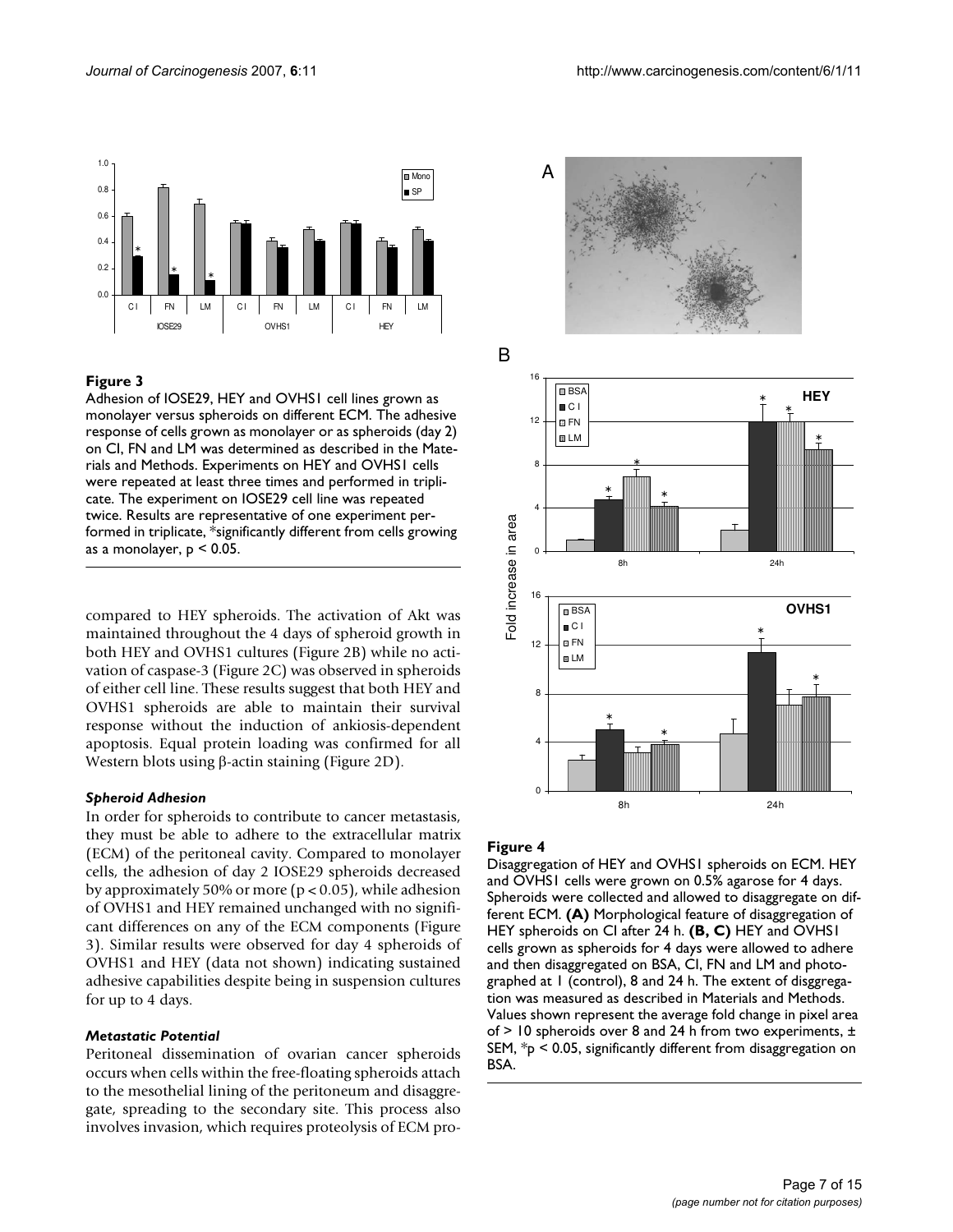**Figure 3**

Adhesion of IOSE29, HEY and OVHS1 cell lines grown as monolayer versus spheroids on different ECM. The adhesive response of cells grown as monolayer or as spheroids (day 2) on CI, FN and LM was determined as described in the Materials and Methods. Experiments on HEY and OVHS1 cells were repeated at least three times and performed in triplicate. The experiment on IOSE29 cell line was repeated twice. Results are representative of one experiment performed in triplicate, *significantly different from cells growing as a monolayer, $p < 0.05$.

**Figure 4**

Disaggregation of HEY and OVHS1 spheroids on ECM. HEY and OVHS1 cells were grown on 0.5% agarose for 4 days. Spheroids were collected and allowed to disaggregate on different ECM. **(A)** Morphological feature of disaggregation of HEY spheroids on CI after 24 h. **(B, C)** HEY and OVHS1 cells grown as spheroids for 4 days were allowed to adhere and then disaggregated on BSA, CI, FN and LM and photographed at 1 (control), 8 and 24 h. The extent of disggregation was measured as described in Materials and Methods. Values shown represent the average fold change in pixel area of > 10 spheroids over 8 and 24 h from two experiments, ± SEM, *$p < 0.05$, significantly different from disaggregation on BSA.

compared to HEY spheroids. The activation of Akt was maintained throughout the 4 days of spheroid growth in both HEY and OVHS1 cultures (Figure 2B) while no activation of caspase-3 (Figure 2C) was observed in spheroids of either cell line. These results suggest that both HEY and OVHS1 spheroids are able to maintain their survival response without the induction of ankiosis-dependent apoptosis. Equal protein loading was confirmed for all Western blots using β-actin staining (Figure 2D).

### *Spheroid Adhesion*

In order for spheroids to contribute to cancer metastasis, they must be able to adhere to the extracellular matrix (ECM) of the peritoneal cavity. Compared to monolayer cells, the adhesion of day 2 IOSE29 spheroids decreased by approximately 50% or more ($p < 0.05$), while adhesion of OVHS1 and HEY remained unchanged with no significant differences on any of the ECM components (Figure 3). Similar results were observed for day 4 spheroids of OVHS1 and HEY (data not shown) indicating sustained adhesive capabilities despite being in suspension cultures for up to 4 days.

### *Metastatic Potential*

Peritoneal dissemination of ovarian cancer spheroids occurs when cells within the free-floating spheroids attach to the mesothelial lining of the peritoneum and disaggregate, spreading to the secondary site. This process also involves invasion, which requires proteolysis of ECM pro-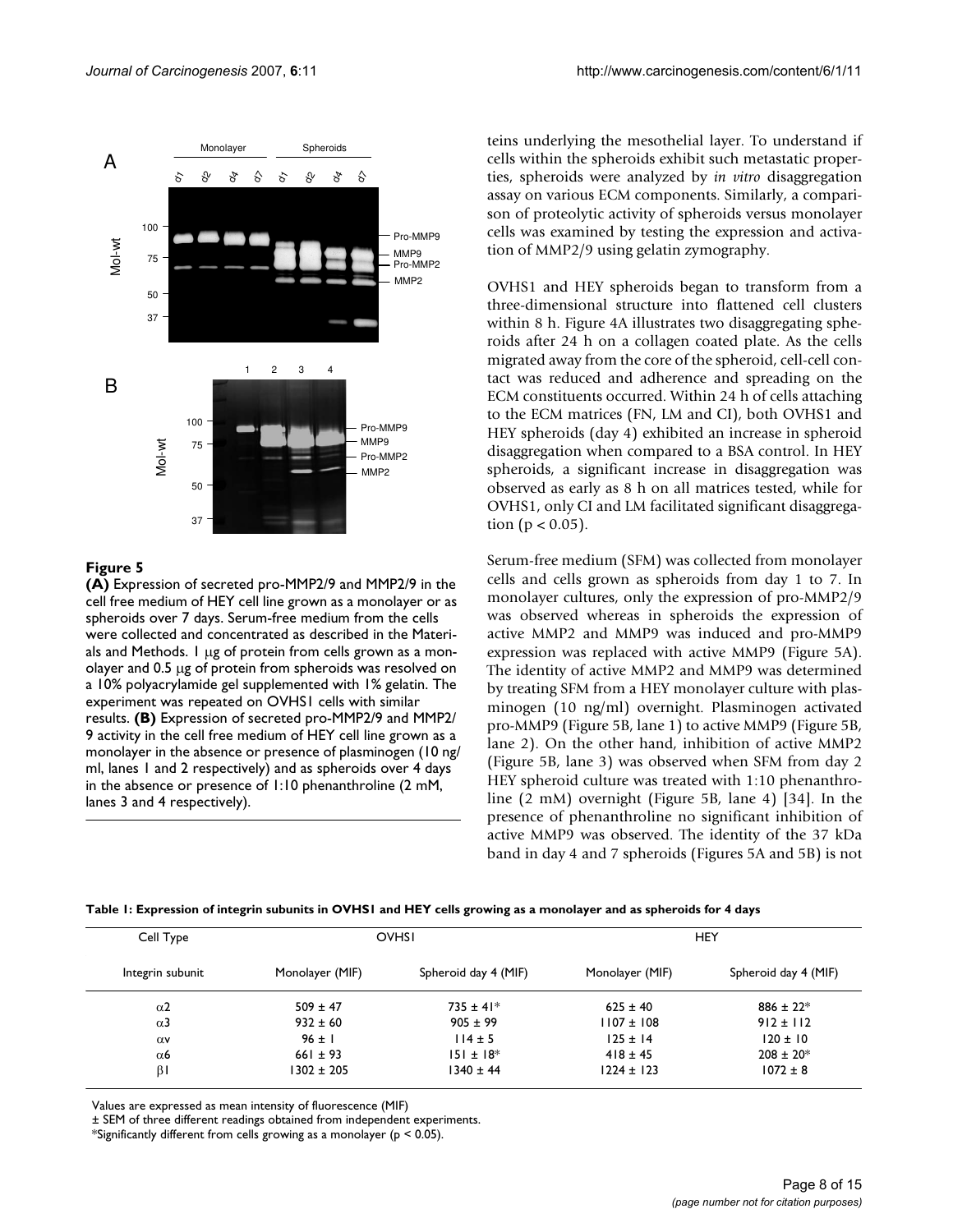**Figure 5**

**(A)** Expression of secreted pro-MMP2/9 and MMP2/9 in the cell free medium of HEY cell line grown as a monolayer or as spheroids over 7 days. Serum-free medium from the cells were collected and concentrated as described in the Materials and Methods. 1 μg of protein from cells grown as a monolayer and 0.5 μg of protein from spheroids was resolved on a 10% polyacrylamide gel supplemented with 1% gelatin. The experiment was repeated on OVHS1 cells with similar results. **(B)** Expression of secreted pro-MMP2/9 and MMP2/9 activity in the cell free medium of HEY cell line grown as a monolayer in the absence or presence of plasminogen (10 ng/ml, lanes 1 and 2 respectively) and as spheroids over 4 days in the absence or presence of 1:10 phenanthroline (2 mM, lanes 3 and 4 respectively).

teins underlying the mesothelial layer. To understand if cells within the spheroids exhibit such metastatic properties, spheroids were analyzed by *in vitro* disaggregation assay on various ECM components. Similarly, a comparison of proteolytic activity of spheroids versus monolayer cells was examined by testing the expression and activation of MMP2/9 using gelatin zymography.

OVHS1 and HEY spheroids began to transform from a three-dimensional structure into flattened cell clusters within 8 h. Figure 4A illustrates two disaggregating spheroids after 24 h on a collagen coated plate. As the cells migrated away from the core of the spheroid, cell-cell contact was reduced and adherence and spreading on the ECM constituents occurred. Within 24 h of cells attaching to the ECM matrices (FN, LM and CI), both OVHS1 and HEY spheroids (day 4) exhibited an increase in spheroid disaggregation when compared to a BSA control. In HEY spheroids, a significant increase in disaggregation was observed as early as 8 h on all matrices tested, while for OVHS1, only CI and LM facilitated significant disaggregation ($p < 0.05$).

Serum-free medium (SFM) was collected from monolayer cells and cells grown as spheroids from day 1 to 7. In monolayer cultures, only the expression of pro-MMP2/9 was observed whereas in spheroids the expression of active MMP2 and MMP9 was induced and pro-MMP9 expression was replaced with active MMP9 (Figure 5A). The identity of active MMP2 and MMP9 was determined by treating SFM from a HEY monolayer culture with plasminogen (10 ng/ml) overnight. Plasminogen activated pro-MMP9 (Figure 5B, lane 1) to active MMP9 (Figure 5B, lane 2). On the other hand, inhibition of active MMP2 (Figure 5B, lane 3) was observed when SFM from day 2 HEY spheroid culture was treated with 1:10 phenanthroline (2 mM) overnight (Figure 5B, lane 4) [34]. In the presence of phenanthroline no significant inhibition of active MMP9 was observed. The identity of the 37 kDa band in day 4 and 7 spheroids (Figures 5A and 5B) is not

**Table 1: Expression of integrin subunits in OVHS1 and HEY cells growing as a monolayer and as spheroids for 4 days**

| Cell Type | OVHS1 | | HEY | |
|---|---|---|---|---|
| Integrin subunit | Monolayer (MIF) | Spheroid day 4 (MIF) | Monolayer (MIF) | Spheroid day 4 (MIF) |
| α2 | 509 ± 47 | 735 ± 41* | 625 ± 40 | 886 ± 22* |
| α3 | 932 ± 60 | 905 ± 99 | 1107 ± 108 | 912 ± 112 |
| αv | 96 ± 1 | 114 ± 5 | 125 ± 14 | 120 ± 10 |
| α6 | 661 ± 93 | 151 ± 18* | 418 ± 45 | 208 ± 20* |
| β1 | 1302 ± 205 | 1340 ± 44 | 1224 ± 123 | 1072 ± 8 |

Values are expressed as mean intensity of fluorescence (MIF)

± SEM of three different readings obtained from independent experiments.

*Significantly different from cells growing as a monolayer ($p < 0.05$).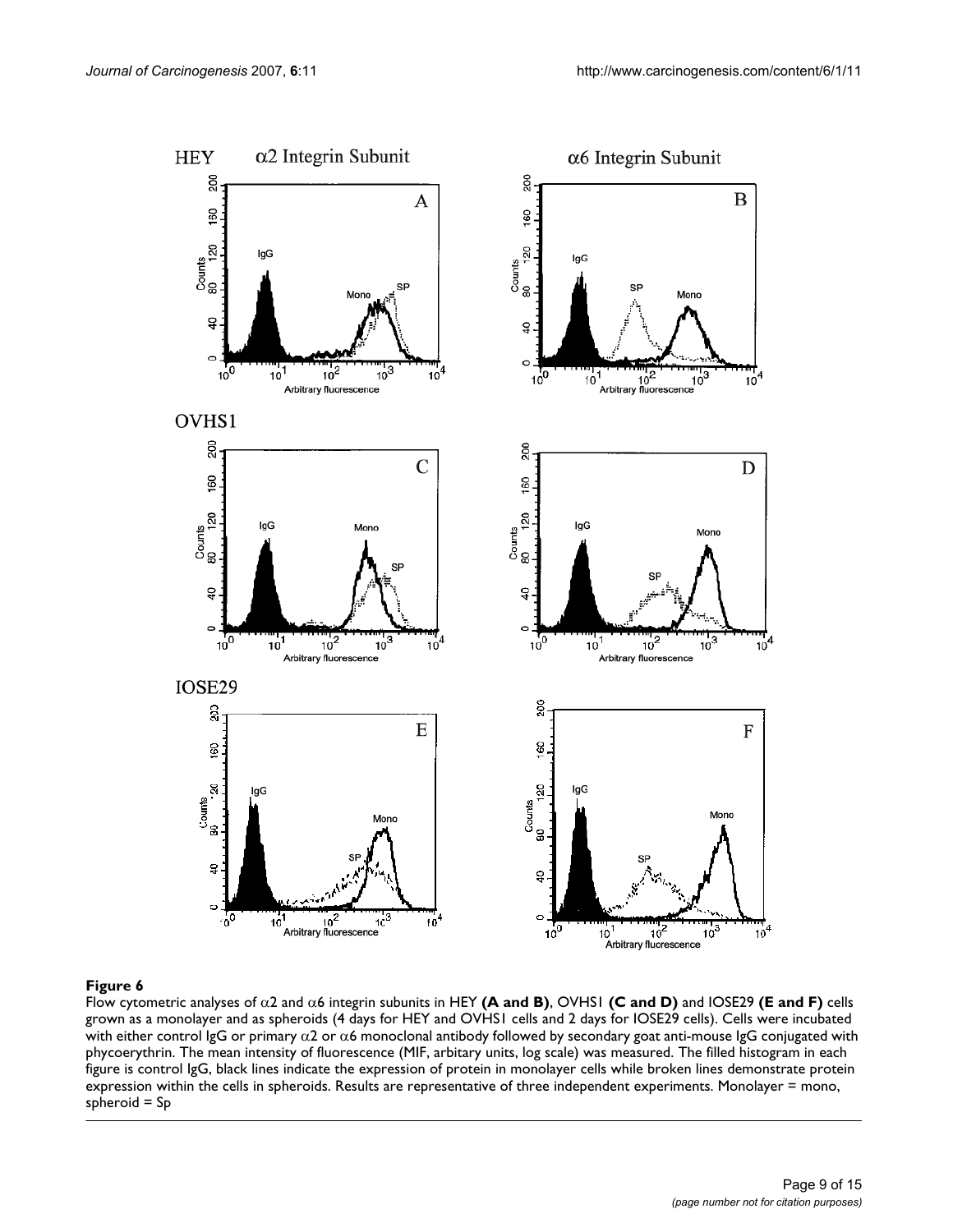**Figure 6**

Flow cytometric analyses of α2 and α6 integrin subunits in HEY **(A and B)**, OVHS1 **(C and D)** and IOSE29 **(E and F)** cells grown as a monolayer and as spheroids (4 days for HEY and OVHS1 cells and 2 days for IOSE29 cells). Cells were incubated with either control IgG or primary α2 or α6 monoclonal antibody followed by secondary goat anti-mouse IgG conjugated with phycoerythrin. The mean intensity of fluorescence (MIF, arbitary units, log scale) was measured. The filled histogram in each figure is control IgG, black lines indicate the expression of protein in monolayer cells while broken lines demonstrate protein expression within the cells in spheroids. Results are representative of three independent experiments. Monolayer = mono, spheroid = Sp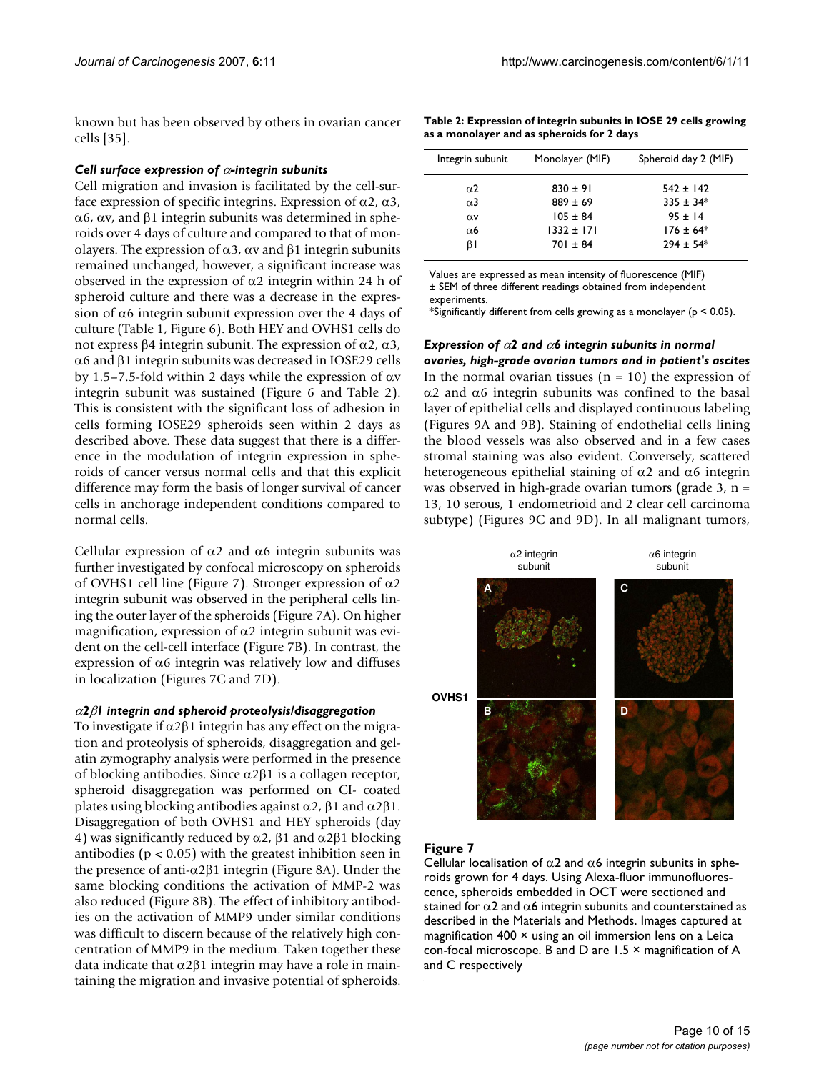known but has been observed by others in ovarian cancer cells [35].

#### *Cell surface expression of α-integrin subunits*

Cell migration and invasion is facilitated by the cell-surface expression of specific integrins. Expression of α2, α3, α6, αv, and β1 integrin subunits was determined in spheroids over 4 days of culture and compared to that of monolayers. The expression of α3, αv and β1 integrin subunits remained unchanged, however, a significant increase was observed in the expression of α2 integrin within 24 h of spheroid culture and there was a decrease in the expression of α6 integrin subunit expression over the 4 days of culture (Table 1, Figure 6). Both HEY and OVHS1 cells do not express β4 integrin subunit. The expression of α2, α3, α6 and β1 integrin subunits was decreased in IOSE29 cells by 1.5–7.5-fold within 2 days while the expression of αv integrin subunit was sustained (Figure 6 and Table 2). This is consistent with the significant loss of adhesion in cells forming IOSE29 spheroids seen within 2 days as described above. These data suggest that there is a difference in the modulation of integrin expression in spheroids of cancer versus normal cells and that this explicit difference may form the basis of longer survival of cancer cells in anchorage independent conditions compared to normal cells.

Cellular expression of α2 and α6 integrin subunits was further investigated by confocal microscopy on spheroids of OVHS1 cell line (Figure 7). Stronger expression of α2 integrin subunit was observed in the peripheral cells lining the outer layer of the spheroids (Figure 7A). On higher magnification, expression of α2 integrin subunit was evident on the cell-cell interface (Figure 7B). In contrast, the expression of α6 integrin was relatively low and diffuses in localization (Figures 7C and 7D).

#### *α2β1 integrin and spheroid proteolysis/disaggregation*

To investigate if α2β1 integrin has any effect on the migration and proteolysis of spheroids, disaggregation and gelatin zymography analysis were performed in the presence of blocking antibodies. Since α2β1 is a collagen receptor, spheroid disaggregation was performed on CI- coated plates using blocking antibodies against α2, β1 and α2β1. Disaggregation of both OVHS1 and HEY spheroids (day 4) was significantly reduced by α2, β1 and α2β1 blocking antibodies ($p < 0.05$) with the greatest inhibition seen in the presence of anti-α2β1 integrin (Figure 8A). Under the same blocking conditions the activation of MMP-2 was also reduced (Figure 8B). The effect of inhibitory antibodies on the activation of MMP9 under similar conditions was difficult to discern because of the relatively high concentration of MMP9 in the medium. Taken together these data indicate that α2β1 integrin may have a role in maintaining the migration and invasive potential of spheroids.

**Table 2: Expression of integrin subunits in IOSE 29 cells growing as a monolayer and as spheroids for 2 days**

| Integrin subunit | Monolayer (MIF) | Spheroid day 2 (MIF) |
|---|---|---|
| α2 | 830 ± 91 | 542 ± 142 |
| α3 | 889 ± 69 | 335 ± 34* |
| αv | 105 ± 84 | 95 ± 14 |
| α6 | 1332 ± 171 | 176 ± 64* |
| β1 | 701 ± 84 | 294 ± 54* |

Values are expressed as mean intensity of fluorescence (MIF) ± SEM of three different readings obtained from independent experiments.
*Significantly different from cells growing as a monolayer ($p < 0.05$).

#### *Expression of α2 and α6 integrin subunits in normal ovaries, high-grade ovarian tumors and in patient's ascites*

In the normal ovarian tissues (n = 10) the expression of α2 and α6 integrin subunits was confined to the basal layer of epithelial cells and displayed continuous labeling (Figures 9A and 9B). Staining of endothelial cells lining the blood vessels was also observed and in a few cases stromal staining was also evident. Conversely, scattered heterogeneous epithelial staining of α2 and α6 integrin was observed in high-grade ovarian tumors (grade 3, n = 13, 10 serous, 1 endometrioid and 2 clear cell carcinoma subtype) (Figures 9C and 9D). In all malignant tumors,

**Figure 7**
Cellular localisation of α2 and α6 integrin subunits in spheroids grown for 4 days. Using Alexa-fluor immunofluorescence, spheroids embedded in OCT were sectioned and stained for α2 and α6 integrin subunits and counterstained as described in the Materials and Methods. Images captured at magnification 400 × using an oil immersion lens on a Leica con-focal microscope. B and D are 1.5 × magnification of A and C respectively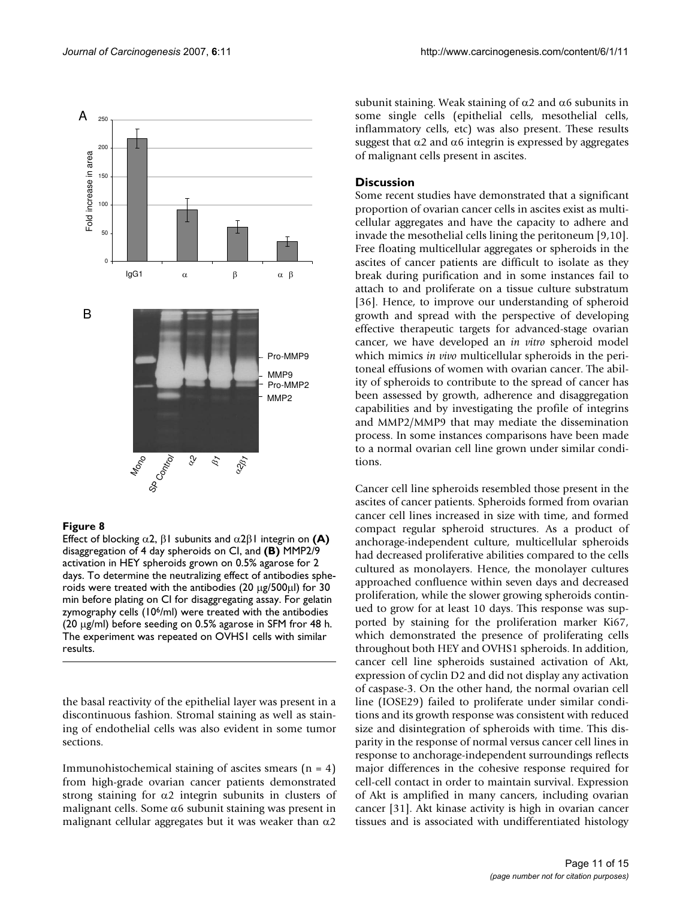**Figure 8**

Effect of blocking α2, β1 subunits and α2β1 integrin on **(A)** disaggregation of 4 day spheroids on CI, and **(B)** MMP2/9 activation in HEY spheroids grown on 0.5% agarose for 2 days. To determine the neutralizing effect of antibodies spheroids were treated with the antibodies (20 μg/500μl) for 30 min before plating on CI for disaggregating assay. For gelatin zymography cells ($10^6$/ml) were treated with the antibodies (20 μg/ml) before seeding on 0.5% agarose in SFM fror 48 h. The experiment was repeated on OVHS1 cells with similar results.

the basal reactivity of the epithelial layer was present in a discontinuous fashion. Stromal staining as well as staining of endothelial cells was also evident in some tumor sections.

Immunohistochemical staining of ascites smears (n = 4) from high-grade ovarian cancer patients demonstrated strong staining for α2 integrin subunits in clusters of malignant cells. Some α6 subunit staining was present in malignant cellular aggregates but it was weaker than α2 subunit staining. Weak staining of α2 and α6 subunits in some single cells (epithelial cells, mesothelial cells, inflammatory cells, etc) was also present. These results suggest that α2 and α6 integrin is expressed by aggregates of malignant cells present in ascites.

## Discussion

Some recent studies have demonstrated that a significant proportion of ovarian cancer cells in ascites exist as multicellular aggregates and have the capacity to adhere and invade the mesothelial cells lining the peritoneum [9,10]. Free floating multicellular aggregates or spheroids in the ascites of cancer patients are difficult to isolate as they break during purification and in some instances fail to attach to and proliferate on a tissue culture substratum [36]. Hence, to improve our understanding of spheroid growth and spread with the perspective of developing effective therapeutic targets for advanced-stage ovarian cancer, we have developed an *in vitro* spheroid model which mimics *in vivo* multicellular spheroids in the peritoneal effusions of women with ovarian cancer. The ability of spheroids to contribute to the spread of cancer has been assessed by growth, adherence and disaggregation capabilities and by investigating the profile of integrins and MMP2/MMP9 that may mediate the dissemination process. In some instances comparisons have been made to a normal ovarian cell line grown under similar conditions.

Cancer cell line spheroids resembled those present in the ascites of cancer patients. Spheroids formed from ovarian cancer cell lines increased in size with time, and formed compact regular spheroid structures. As a product of anchorage-independent culture, multicellular spheroids had decreased proliferative abilities compared to the cells cultured as monolayers. Hence, the monolayer cultures approached confluence within seven days and decreased proliferation, while the slower growing spheroids continued to grow for at least 10 days. This response was supported by staining for the proliferation marker Ki67, which demonstrated the presence of proliferating cells throughout both HEY and OVHS1 spheroids. In addition, cancer cell line spheroids sustained activation of Akt, expression of cyclin D2 and did not display any activation of caspase-3. On the other hand, the normal ovarian cell line (IOSE29) failed to proliferate under similar conditions and its growth response was consistent with reduced size and disintegration of spheroids with time. This disparity in the response of normal versus cancer cell lines in response to anchorage-independent surroundings reflects major differences in the cohesive response required for cell-cell contact in order to maintain survival. Expression of Akt is amplified in many cancers, including ovarian cancer [31]. Akt kinase activity is high in ovarian cancer tissues and is associated with undifferentiated histology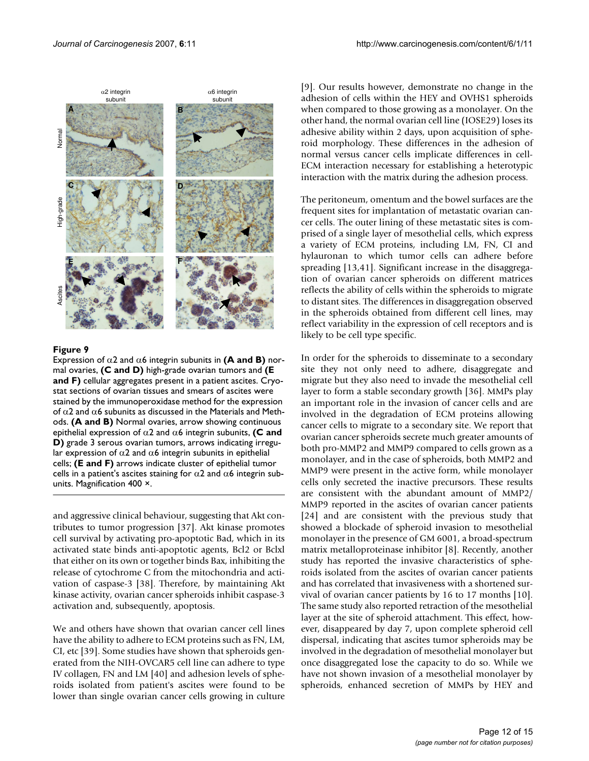**Figure 9**

Expression of α2 and α6 integrin subunits in **(A and B)** normal ovaries, **(C and D)** high-grade ovarian tumors and **(E and F)** cellular aggregates present in a patient ascites. Cryostat sections of ovarian tissues and smears of ascites were stained by the immunoperoxidase method for the expression of α2 and α6 subunits as discussed in the Materials and Methods. **(A and B)** Normal ovaries, arrow showing continuous epithelial expression of α2 and α6 integrin subunits, **(C and D)** grade 3 serous ovarian tumors, arrows indicating irregular expression of α2 and α6 integrin subunits in epithelial cells; **(E and F)** arrows indicate cluster of epithelial tumor cells in a patient's ascites staining for α2 and α6 integrin subunits. Magnification 400 ×.

and aggressive clinical behaviour, suggesting that Akt contributes to tumor progression [37]. Akt kinase promotes cell survival by activating pro-apoptotic Bad, which in its activated state binds anti-apoptotic agents, Bcl2 or Bclxl that either on its own or together binds Bax, inhibiting the release of cytochrome C from the mitochondria and activation of caspase-3 [38]. Therefore, by maintaining Akt kinase activity, ovarian cancer spheroids inhibit caspase-3 activation and, subsequently, apoptosis.

We and others have shown that ovarian cancer cell lines have the ability to adhere to ECM proteins such as FN, LM, CI, etc [39]. Some studies have shown that spheroids generated from the NIH-OVCAR5 cell line can adhere to type IV collagen, FN and LM [40] and adhesion levels of spheroids isolated from patient's ascites were found to be lower than single ovarian cancer cells growing in culture [9]. Our results however, demonstrate no change in the adhesion of cells within the HEY and OVHS1 spheroids when compared to those growing as a monolayer. On the other hand, the normal ovarian cell line (IOSE29) loses its adhesive ability within 2 days, upon acquisition of spheroid morphology. These differences in the adhesion of normal versus cancer cells implicate differences in cell-ECM interaction necessary for establishing a heterotypic interaction with the matrix during the adhesion process.

The peritoneum, omentum and the bowel surfaces are the frequent sites for implantation of metastatic ovarian cancer cells. The outer lining of these metastatic sites is comprised of a single layer of mesothelial cells, which express a variety of ECM proteins, including LM, FN, CI and hylauronan to which tumor cells can adhere before spreading [13,41]. Significant increase in the disaggregation of ovarian cancer spheroids on different matrices reflects the ability of cells within the spheroids to migrate to distant sites. The differences in disaggregation observed in the spheroids obtained from different cell lines, may reflect variability in the expression of cell receptors and is likely to be cell type specific.

In order for the spheroids to disseminate to a secondary site they not only need to adhere, disaggregate and migrate but they also need to invade the mesothelial cell layer to form a stable secondary growth [36]. MMPs play an important role in the invasion of cancer cells and are involved in the degradation of ECM proteins allowing cancer cells to migrate to a secondary site. We report that ovarian cancer spheroids secrete much greater amounts of both pro-MMP2 and MMP9 compared to cells grown as a monolayer, and in the case of spheroids, both MMP2 and MMP9 were present in the active form, while monolayer cells only secreted the inactive precursors. These results are consistent with the abundant amount of MMP2/MMP9 reported in the ascites of ovarian cancer patients [24] and are consistent with the previous study that showed a blockade of spheroid invasion to mesothelial monolayer in the presence of GM 6001, a broad-spectrum matrix metalloproteinase inhibitor [8]. Recently, another study has reported the invasive characteristics of spheroids isolated from the ascites of ovarian cancer patients and has correlated that invasiveness with a shortened survival of ovarian cancer patients by 16 to 17 months [10]. The same study also reported retraction of the mesothelial layer at the site of spheroid attachment. This effect, however, disappeared by day 7, upon complete spheroid cell dispersal, indicating that ascites tumor spheroids may be involved in the degradation of mesothelial monolayer but once disaggregated lose the capacity to do so. While we have not shown invasion of a mesothelial monolayer by spheroids, enhanced secretion of MMPs by HEY and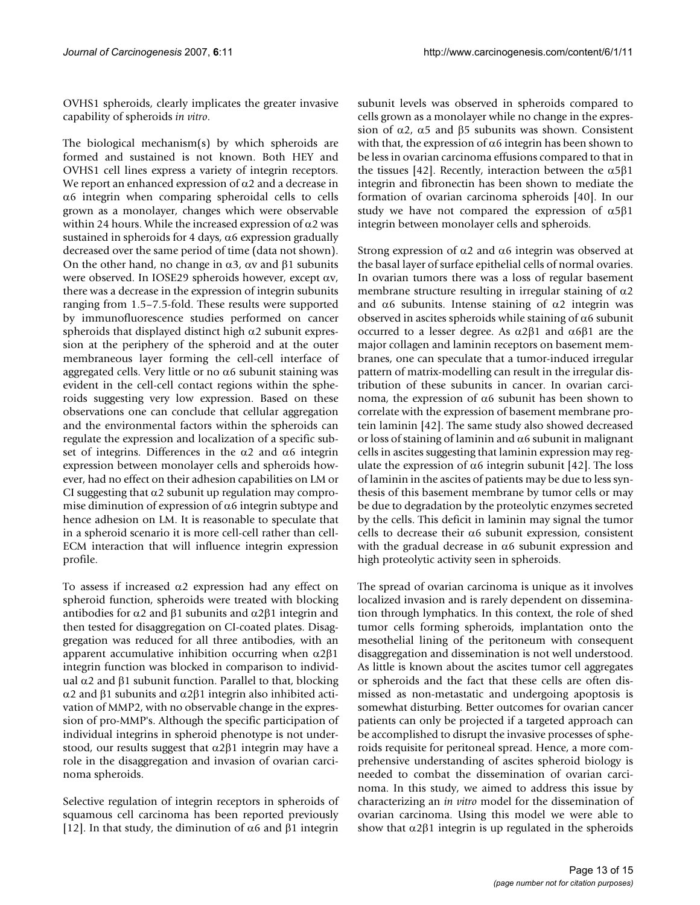OVHS1 spheroids, clearly implicates the greater invasive capability of spheroids *in vitro*.

The biological mechanism(s) by which spheroids are formed and sustained is not known. Both HEY and OVHS1 cell lines express a variety of integrin receptors. We report an enhanced expression of α2 and a decrease in α6 integrin when comparing spheroidal cells to cells grown as a monolayer, changes which were observable within 24 hours. While the increased expression of α2 was sustained in spheroids for 4 days, α6 expression gradually decreased over the same period of time (data not shown). On the other hand, no change in α3, αv and β1 subunits were observed. In IOSE29 spheroids however, except αv, there was a decrease in the expression of integrin subunits ranging from 1.5–7.5-fold. These results were supported by immunofluorescence studies performed on cancer spheroids that displayed distinct high α2 subunit expression at the periphery of the spheroid and at the outer membraneous layer forming the cell-cell interface of aggregated cells. Very little or no α6 subunit staining was evident in the cell-cell contact regions within the spheroids suggesting very low expression. Based on these observations one can conclude that cellular aggregation and the environmental factors within the spheroids can regulate the expression and localization of a specific subset of integrins. Differences in the α2 and α6 integrin expression between monolayer cells and spheroids however, had no effect on their adhesion capabilities on LM or CI suggesting that α2 subunit up regulation may compromise diminution of expression of α6 integrin subtype and hence adhesion on LM. It is reasonable to speculate that in a spheroid scenario it is more cell-cell rather than cell-ECM interaction that will influence integrin expression profile.

To assess if increased α2 expression had any effect on spheroid function, spheroids were treated with blocking antibodies for α2 and β1 subunits and α2β1 integrin and then tested for disaggregation on CI-coated plates. Disaggregation was reduced for all three antibodies, with an apparent accumulative inhibition occurring when α2β1 integrin function was blocked in comparison to individual α2 and β1 subunit function. Parallel to that, blocking α2 and β1 subunits and α2β1 integrin also inhibited activation of MMP2, with no observable change in the expression of pro-MMP's. Although the specific participation of individual integrins in spheroid phenotype is not understood, our results suggest that α2β1 integrin may have a role in the disaggregation and invasion of ovarian carcinoma spheroids.

Selective regulation of integrin receptors in spheroids of squamous cell carcinoma has been reported previously [12]. In that study, the diminution of α6 and β1 integrin subunit levels was observed in spheroids compared to cells grown as a monolayer while no change in the expression of α2, α5 and β5 subunits was shown. Consistent with that, the expression of α6 integrin has been shown to be less in ovarian carcinoma effusions compared to that in the tissues [42]. Recently, interaction between the α5β1 integrin and fibronectin has been shown to mediate the formation of ovarian carcinoma spheroids [40]. In our study we have not compared the expression of α5β1 integrin between monolayer cells and spheroids.

Strong expression of α2 and α6 integrin was observed at the basal layer of surface epithelial cells of normal ovaries. In ovarian tumors there was a loss of regular basement membrane structure resulting in irregular staining of α2 and α6 subunits. Intense staining of α2 integrin was observed in ascites spheroids while staining of α6 subunit occurred to a lesser degree. As α2β1 and α6β1 are the major collagen and laminin receptors on basement membranes, one can speculate that a tumor-induced irregular pattern of matrix-modelling can result in the irregular distribution of these subunits in cancer. In ovarian carcinoma, the expression of α6 subunit has been shown to correlate with the expression of basement membrane protein laminin [42]. The same study also showed decreased or loss of staining of laminin and α6 subunit in malignant cells in ascites suggesting that laminin expression may regulate the expression of α6 integrin subunit [42]. The loss of laminin in the ascites of patients may be due to less synthesis of this basement membrane by tumor cells or may be due to degradation by the proteolytic enzymes secreted by the cells. This deficit in laminin may signal the tumor cells to decrease their α6 subunit expression, consistent with the gradual decrease in α6 subunit expression and high proteolytic activity seen in spheroids.

The spread of ovarian carcinoma is unique as it involves localized invasion and is rarely dependent on dissemination through lymphatics. In this context, the role of shed tumor cells forming spheroids, implantation onto the mesothelial lining of the peritoneum with consequent disaggregation and dissemination is not well understood. As little is known about the ascites tumor cell aggregates or spheroids and the fact that these cells are often dismissed as non-metastatic and undergoing apoptosis is somewhat disturbing. Better outcomes for ovarian cancer patients can only be projected if a targeted approach can be accomplished to disrupt the invasive processes of spheroids requisite for peritoneal spread. Hence, a more comprehensive understanding of ascites spheroid biology is needed to combat the dissemination of ovarian carcinoma. In this study, we aimed to address this issue by characterizing an *in vitro* model for the dissemination of ovarian carcinoma. Using this model we were able to show that α2β1 integrin is up regulated in the spheroids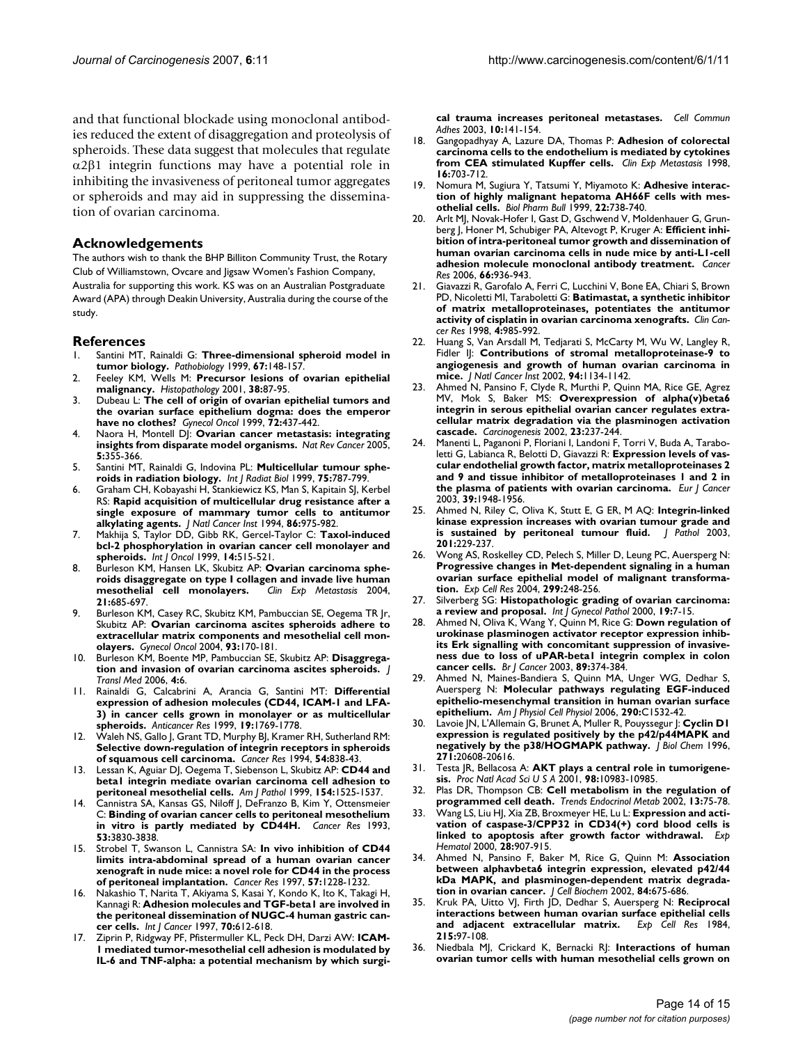and that functional blockade using monoclonal antibodies reduced the extent of disaggregation and proteolysis of spheroids. These data suggest that molecules that regulate $\alpha2\beta1$ integrin functions may have a potential role in inhibiting the invasiveness of peritoneal tumor aggregates or spheroids and may aid in suppressing the dissemination of ovarian carcinoma.

## Acknowledgements

The authors wish to thank the BHP Billiton Community Trust, the Rotary Club of Williamstown, Ovcare and Jigsaw Women's Fashion Company, Australia for supporting this work. KS was on an Australian Postgraduate Award (APA) through Deakin University, Australia during the course of the study.

## References

1. Santini MT, Rainaldi G: **Three-dimensional spheroid model in tumor biology.** *Pathobiology* 1999, **67:**148-157.
2. Feeley KM, Wells M: **Precursor lesions of ovarian epithelial malignancy.** *Histopathology* 2001, **38:**87-95.
3. Dubeau L: **The cell of origin of ovarian epithelial tumors and the ovarian surface epithelium dogma: does the emperor have no clothes?** *Gynecol Oncol* 1999, **72:**437-442.
4. Naora H, Montell DJ: **Ovarian cancer metastasis: integrating insights from disparate model organisms.** *Nat Rev Cancer* 2005, **5:**355-366.
5. Santini MT, Rainaldi G, Indovina PL: **Multicellular tumour spheroids in radiation biology.** *Int J Radiat Biol* 1999, **75:**787-799.
6. Graham CH, Kobayashi H, Stankiewicz KS, Man S, Kapitain SJ, Kerbel RS: **Rapid acquisition of multicellular drug resistance after a single exposure of mammary tumor cells to antitumor alkylating agents.** *J Natl Cancer Inst* 1994, **86:**975-982.
7. Makhija S, Taylor DD, Gibb RK, Gercel-Taylor C: **Taxol-induced bcl-2 phosphorylation in ovarian cancer cell monolayer and spheroids.** *Int J Oncol* 1999, **14:**515-521.
8. Burleson KM, Hansen LK, Skubitz AP: **Ovarian carcinoma spheroids disaggregate on type I collagen and invade live human mesothelial cell monolayers.** *Clin Exp Metastasis* 2004, **21:**685-697.
9. Burleson KM, Casey RC, Skubitz KM, Pambuccian SE, Oegema TR Jr, Skubitz AP: **Ovarian carcinoma ascites spheroids adhere to extracellular matrix components and mesothelial cell monolayers.** *Gynecol Oncol* 2004, **93:**170-181.
10. Burleson KM, Boente MP, Pambuccian SE, Skubitz AP: **Disaggregation and invasion of ovarian carcinoma ascites spheroids.** *J Transl Med* 2006, **4:**6.
11. Rainaldi G, Calcabrini A, Arancia G, Santini MT: **Differential expression of adhesion molecules (CD44, ICAM-1 and LFA-3) in cancer cells grown in monolayer or as multicellular spheroids.** *Anticancer Res* 1999, **19:**1769-1778.
12. Waleh NS, Gallo J, Grant TD, Murphy BJ, Kramer RH, Sutherland RM: **Selective down-regulation of integrin receptors in spheroids of squamous cell carcinoma.** *Cancer Res* 1994, **54:**838-43.
13. Lessan K, Aguiar DJ, Oegema T, Siebenson L, Skubitz AP: **CD44 and beta1 integrin mediate ovarian carcinoma cell adhesion to peritoneal mesothelial cells.** *Am J Pathol* 1999, **154:**1525-1537.
14. Cannistra SA, Kansas GS, Niloff J, DeFranzo B, Kim Y, Ottensmeier C: **Binding of ovarian cancer cells to peritoneal mesothelium in vitro is partly mediated by CD44H.** *Cancer Res* 1993, **53:**3830-3838.
15. Strobel T, Swanson L, Cannistra SA: **In vivo inhibition of CD44 limits intra-abdominal spread of a human ovarian cancer xenograft in nude mice: a novel role for CD44 in the process of peritoneal implantation.** *Cancer Res* 1997, **57:**1228-1232.
16. Nakashio T, Narita T, Akiyama S, Kasai Y, Kondo K, Ito K, Takagi H, Kannagi R: **Adhesion molecules and TGF-beta1 are involved in the peritoneal dissemination of NUGC-4 human gastric cancer cells.** *Int J Cancer* 1997, **70:**612-618.
17. Ziprin P, Ridgway PF, Pfistermuller KL, Peck DH, Darzi AW: **ICAM-1 mediated tumor-mesothelial cell adhesion is modulated by IL-6 and TNF-alpha: a potential mechanism by which surgical trauma increases peritoneal metastases.** *Cell Commun Adhes* 2003, **10:**141-154.
18. Gangopadhyay A, Lazure DA, Thomas P: **Adhesion of colorectal carcinoma cells to the endothelium is mediated by cytokines from CEA stimulated Kupffer cells.** *Clin Exp Metastasis* 1998, **16:**703-712.
19. Nomura M, Sugiura Y, Tatsumi Y, Miyamoto K: **Adhesive interaction of highly malignant hepatoma AH66F cells with mesothelial cells.** *Biol Pharm Bull* 1999, **22:**738-740.
20. Arlt MJ, Novak-Hofer I, Gast D, Gschwend V, Moldenhauer G, Grunberg J, Honer M, Schubiger PA, Altevogt P, Kruger A: **Efficient inhibition of intra-peritoneal tumor growth and dissemination of human ovarian carcinoma cells in nude mice by anti-L1-cell adhesion molecule monoclonal antibody treatment.** *Cancer Res* 2006, **66:**936-943.
21. Giavazzi R, Garofalo A, Ferri C, Lucchini V, Bone EA, Chiari S, Brown PD, Nicoletti MI, Taraboletti G: **Batimastat, a synthetic inhibitor of matrix metalloproteinases, potentiates the antitumor activity of cisplatin in ovarian carcinoma xenografts.** *Clin Cancer Res* 1998, **4:**985-992.
22. Huang S, Van Arsdall M, Tedjarati S, McCarty M, Wu W, Langley R, Fidler IJ: **Contributions of stromal metalloproteinase-9 to angiogenesis and growth of human ovarian carcinoma in mice.** *J Natl Cancer Inst* 2002, **94:**1134-1142.
23. Ahmed N, Pansino F, Clyde R, Murthi P, Quinn MA, Rice GE, Agrez MV, Mok S, Baker MS: **Overexpression of alpha(v)beta6 integrin in serous epithelial ovarian cancer regulates extracellular matrix degradation via the plasminogen activation cascade.** *Carcinogenesis* 2002, **23:**237-244.
24. Manenti L, Paganoni P, Floriani I, Landoni F, Torri V, Buda A, Taraboletti G, Labianca R, Belotti D, Giavazzi R: **Expression levels of vascular endothelial growth factor, matrix metalloproteinases 2 and 9 and tissue inhibitor of metalloproteinases 1 and 2 in the plasma of patients with ovarian carcinoma.** *Eur J Cancer* 2003, **39:**1948-1956.
25. Ahmed N, Riley C, Oliva K, Stutt E, G ER, M AQ: **Integrin-linked kinase expression increases with ovarian tumour grade and is sustained by peritoneal tumour fluid.** *J Pathol* 2003, **201:**229-237.
26. Wong AS, Roskelley CD, Pelech S, Miller D, Leung PC, Auersperg N: **Progressive changes in Met-dependent signaling in a human ovarian surface epithelial model of malignant transformation.** *Exp Cell Res* 2004, **299:**248-256.
27. Silverberg SG: **Histopathologic grading of ovarian carcinoma: a review and proposal.** *Int J Gynecol Pathol* 2000, **19:**7-15.
28. Ahmed N, Oliva K, Wang Y, Quinn M, Rice G: **Down regulation of urokinase plasminogen activator receptor expression inhibits Erk signalling with concomitant suppression of invasiveness due to loss of uPAR-beta1 integrin complex in colon cancer cells.** *Br J Cancer* 2003, **89:**374-384.
29. Ahmed N, Maines-Bandiera S, Quinn MA, Unger WG, Dedhar S, Auersperg N: **Molecular pathways regulating EGF-induced epithelio-mesenchymal transition in human ovarian surface epithelium.** *Am J Physiol Cell Physiol* 2006, **290:**C1532-42.
30. Lavoie JN, L'Allemain G, Brunet A, Muller R, Pouyssegur J: **Cyclin D1 expression is regulated positively by the p42/p44MAPK and negatively by the p38/HOGMAPK pathway.** *J Biol Chem* 1996, **271:**20608-20616.
31. Testa JR, Bellacosa A: **AKT plays a central role in tumorigenesis.** *Proc Natl Acad Sci U S A* 2001, **98:**10983-10985.
32. Plas DR, Thompson CB: **Cell metabolism in the regulation of programmed cell death.** *Trends Endocrinol Metab* 2002, **13:**75-78.
33. Wang LS, Liu HJ, Xia ZB, Broxmeyer HE, Lu L: **Expression and activation of caspase-3/CPP32 in CD34(+) cord blood cells is linked to apoptosis after growth factor withdrawal.** *Exp Hematol* 2000, **28:**907-915.
34. Ahmed N, Pansino F, Baker M, Rice G, Quinn M: **Association between alphavbeta6 integrin expression, elevated p42/44 kDa MAPK, and plasminogen-dependent matrix degradation in ovarian cancer.** *J Cell Biochem* 2002, **84:**675-686.
35. Kruk PA, Uitto VJ, Firth JD, Dedhar S, Auersperg N: **Reciprocal interactions between human ovarian surface epithelial cells and adjacent extracellular matrix.** *Exp Cell Res* 1984, **215:**97-108.
36. Niedbala MJ, Crickard K, Bernacki RJ: **Interactions of human ovarian tumor cells with human mesothelial cells grown on**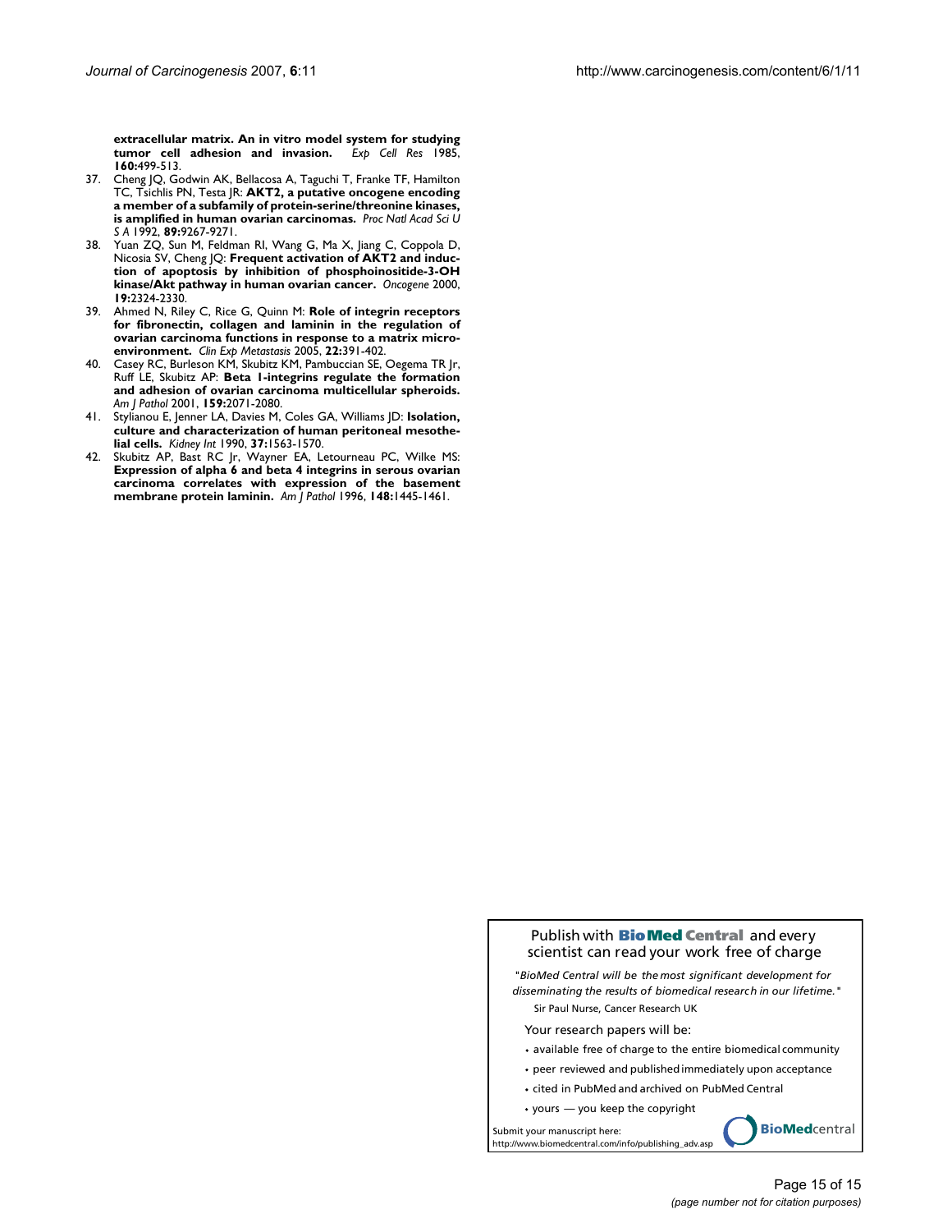**extracellular matrix. An in vitro model system for studying tumor cell adhesion and invasion.** *Exp Cell Res* 1985, **160:**499-513.

37. Cheng JQ, Godwin AK, Bellacosa A, Taguchi T, Franke TF, Hamilton TC, Tsichlis PN, Testa JR: **AKT2, a putative oncogene encoding a member of a subfamily of protein-serine/threonine kinases, is amplified in human ovarian carcinomas.** *Proc Natl Acad Sci U S A* 1992, **89:**9267-9271.
38. Yuan ZQ, Sun M, Feldman RI, Wang G, Ma X, Jiang C, Coppola D, Nicosia SV, Cheng JQ: **Frequent activation of AKT2 and induction of apoptosis by inhibition of phosphoinositide-3-OH kinase/Akt pathway in human ovarian cancer.** *Oncogene* 2000, **19:**2324-2330.
39. Ahmed N, Riley C, Rice G, Quinn M: **Role of integrin receptors for fibronectin, collagen and laminin in the regulation of ovarian carcinoma functions in response to a matrix microenvironment.** *Clin Exp Metastasis* 2005, **22:**391-402.
40. Casey RC, Burleson KM, Skubitz KM, Pambuccian SE, Oegema TR Jr, Ruff LE, Skubitz AP: **Beta 1-integrins regulate the formation and adhesion of ovarian carcinoma multicellular spheroids.** *Am J Pathol* 2001, **159:**2071-2080.
41. Stylianou E, Jenner LA, Davies M, Coles GA, Williams JD: **Isolation, culture and characterization of human peritoneal mesothelial cells.** *Kidney Int* 1990, **37:**1563-1570.
42. Skubitz AP, Bast RC Jr, Wayner EA, Letourneau PC, Wilke MS: **Expression of alpha 6 and beta 4 integrins in serous ovarian carcinoma correlates with expression of the basement membrane protein laminin.** *Am J Pathol* 1996, **148:**1445-1461.

Publish with **BioMed Central** and every scientist can read your work free of charge

*"BioMed Central will be the most significant development for disseminating the results of biomedical research in our lifetime."*

Sir Paul Nurse, Cancer Research UK

Your research papers will be:

- available free of charge to the entire biomedical community
- peer reviewed and published immediately upon acceptance
- cited in PubMed and archived on PubMed Central
- yours — you keep the copyright

Submit your manuscript here:
http://www.biomedcentral.com/info/publishing_adv.asp

**BioMed**central